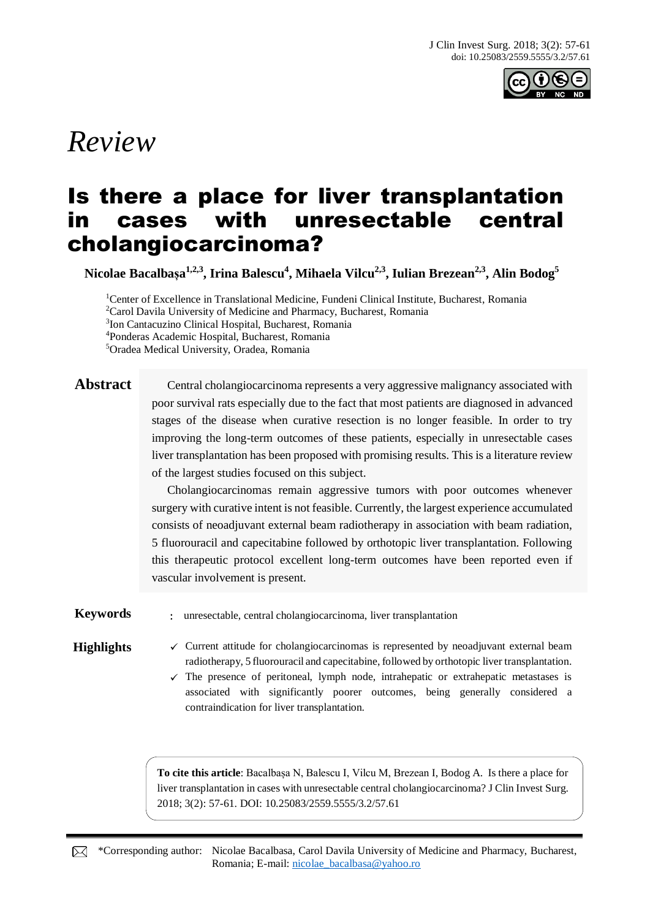*Review*

# Is there a place for liver transplantation in cases with unresectable central cholangiocarcinoma?

**Nicolae Bacalbașa[1,2,3], Irina Balescu[4], Mihaela Vilcu[2,3], Iulian Brezean[2,3], Alin Bodog[5]**

[1]Center of Excellence in Translational Medicine, Fundeni Clinical Institute, Bucharest, Romania
[2]Carol Davila University of Medicine and Pharmacy, Bucharest, Romania
[3]Ion Cantacuzino Clinical Hospital, Bucharest, Romania
[4]Ponderas Academic Hospital, Bucharest, Romania
[5]Oradea Medical University, Oradea, Romania

**Abstract**

Central cholangiocarcinoma represents a very aggressive malignancy associated with poor survival rates especially due to the fact that most patients are diagnosed in advanced stages of the disease when curative resection is no longer feasible. In order to try improving the long-term outcomes of these patients, especially in unresectable cases liver transplantation has been proposed with promising results. This is a literature review of the largest studies focused on this subject.

Cholangiocarcinomas remain aggressive tumors with poor outcomes whenever surgery with curative intent is not feasible. Currently, the largest experience accumulated consists of neoadjuvant external beam radiotherapy in association with beam radiation, 5 fluorouracil and capecitabine followed by orthotopic liver transplantation. Following this therapeutic protocol excellent long-term outcomes have been reported even if vascular involvement is present.

**Keywords**: unresectable, central cholangiocarcinoma, liver transplantation

**Highlights**

- ✓ Current attitude for cholangiocarcinomas is represented by neoadjuvant external beam radiotherapy, 5 fluorouracil and capecitabine, followed by orthotopic liver transplantation.
- ✓ The presence of peritoneal, lymph node, intrahepatic or extrahepatic metastases is associated with significantly poorer outcomes, being generally considered a contraindication for liver transplantation.

**To cite this article**: Bacalbașa N, Balescu I, Vilcu M, Brezean I, Bodog A. Is there a place for liver transplantation in cases with unresectable central cholangiocarcinoma? J Clin Invest Surg. 2018; 3(2): 57-61. DOI: 10.25083/2559.5555/3.2/57.61

*Corresponding author: Nicolae Bacalbasa, Carol Davila University of Medicine and Pharmacy, Bucharest, Romania; E-mail: nicolae_bacalbasa@yahoo.ro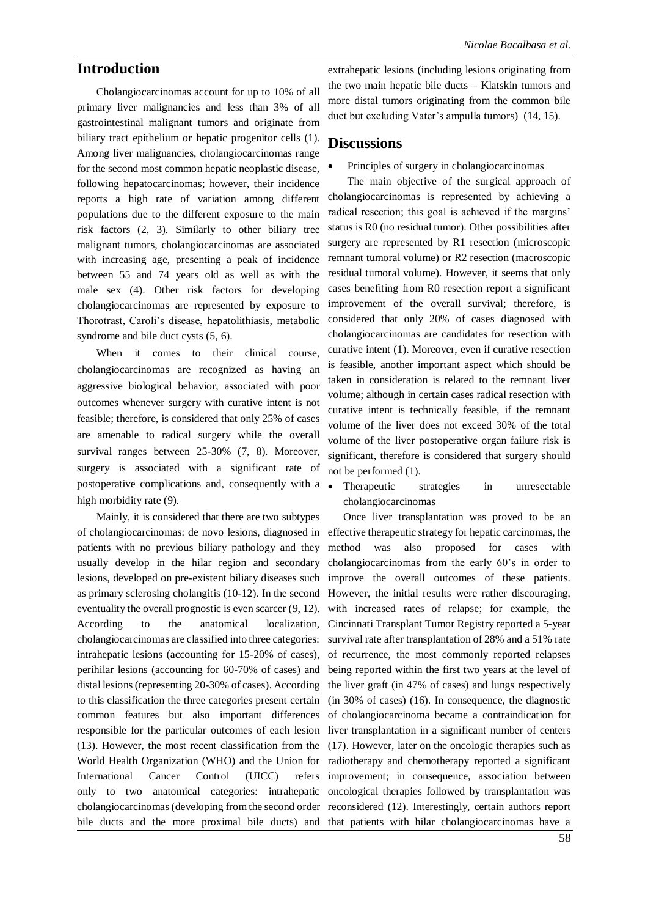## Introduction

Cholangiocarcinomas account for up to 10% of all primary liver malignancies and less than 3% of all gastrointestinal malignant tumors and originate from biliary tract epithelium or hepatic progenitor cells (1). Among liver malignancies, cholangiocarcinomas range for the second most common hepatic neoplastic disease, following hepatocarcinomas; however, their incidence reports a high rate of variation among different populations due to the different exposure to the main risk factors (2, 3). Similarly to other biliary tree malignant tumors, cholangiocarcinomas are associated with increasing age, presenting a peak of incidence between 55 and 74 years old as well as with the male sex (4). Other risk factors for developing cholangiocarcinomas are represented by exposure to Thorotrast, Caroli's disease, hepatolithiasis, metabolic syndrome and bile duct cysts (5, 6).

When it comes to their clinical course, cholangiocarcinomas are recognized as having an aggressive biological behavior, associated with poor outcomes whenever surgery with curative intent is not feasible; therefore, is considered that only 25% of cases are amenable to radical surgery while the overall survival ranges between 25-30% (7, 8). Moreover, surgery is associated with a significant rate of postoperative complications and, consequently with a high morbidity rate (9).

Mainly, it is considered that there are two subtypes of cholangiocarcinomas: de novo lesions, diagnosed in patients with no previous biliary pathology and they usually develop in the hilar region and secondary lesions, developed on pre-existent biliary diseases such as primary sclerosing cholangitis (10-12). In the second eventuality the overall prognostic is even scarcer (9, 12). According to the anatomical localization, cholangiocarcinomas are classified into three categories: intrahepatic lesions (accounting for 15-20% of cases), perihilar lesions (accounting for 60-70% of cases) and distal lesions (representing 20-30% of cases). According to this classification the three categories present certain common features but also important differences responsible for the particular outcomes of each lesion (13). However, the most recent classification from the World Health Organization (WHO) and the Union for International Cancer Control (UICC) refers only to two anatomical categories: intrahepatic cholangiocarcinomas (developing from the second order bile ducts and the more proximal bile ducts) and extrahepatic lesions (including lesions originating from the two main hepatic bile ducts – Klatskin tumors and more distal tumors originating from the common bile duct but excluding Vater's ampulla tumors) (14, 15).

## Discussions

- Principles of surgery in cholangiocarcinomas

The main objective of the surgical approach of cholangiocarcinomas is represented by achieving a radical resection; this goal is achieved if the margins' status is R0 (no residual tumor). Other possibilities after surgery are represented by R1 resection (microscopic remnant tumoral volume) or R2 resection (macroscopic residual tumoral volume). However, it seems that only cases benefiting from R0 resection report a significant improvement of the overall survival; therefore, is considered that only 20% of cases diagnosed with cholangiocarcinomas are candidates for resection with curative intent (1). Moreover, even if curative resection is feasible, another important aspect which should be taken in consideration is related to the remnant liver volume; although in certain cases radical resection with curative intent is technically feasible, if the remnant volume of the liver does not exceed 30% of the total volume of the liver postoperative organ failure risk is significant, therefore is considered that surgery should not be performed (1).

- Therapeutic strategies in unresectable cholangiocarcinomas

Once liver transplantation was proved to be an effective therapeutic strategy for hepatic carcinomas, the method was also proposed for cases with cholangiocarcinomas from the early 60's in order to improve the overall outcomes of these patients. However, the initial results were rather discouraging, with increased rates of relapse; for example, the Cincinnati Transplant Tumor Registry reported a 5-year survival rate after transplantation of 28% and a 51% rate of recurrence, the most commonly reported relapses being reported within the first two years at the level of the liver graft (in 47% of cases) and lungs respectively (in 30% of cases) (16). In consequence, the diagnostic of cholangiocarcinoma became a contraindication for liver transplantation in a significant number of centers (17). However, later on the oncologic therapies such as radiotherapy and chemotherapy reported a significant improvement; in consequence, association between oncological therapies followed by transplantation was reconsidered (12). Interestingly, certain authors report that patients with hilar cholangiocarcinomas have a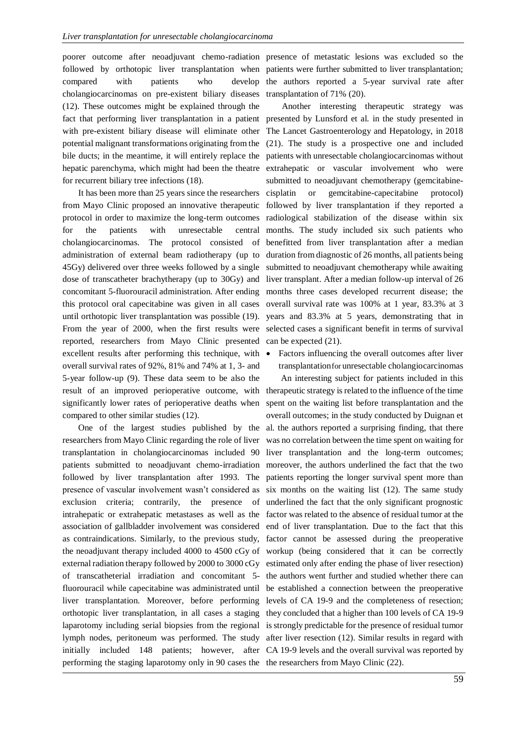poorer outcome after neoadjuvant chemo-radiation followed by orthotopic liver transplantation when compared with patients who develop cholangiocarcinomas on pre-existent biliary diseases (12). These outcomes might be explained through the fact that performing liver transplantation in a patient with pre-existent biliary disease will eliminate other potential malignant transformations originating from the bile ducts; in the meantime, it will entirely replace the hepatic parenchyma, which might had been the theatre for recurrent biliary tree infections (18).

It has been more than 25 years since the researchers from Mayo Clinic proposed an innovative therapeutic protocol in order to maximize the long-term outcomes for the patients with unresectable central cholangiocarcinomas. The protocol consisted of administration of external beam radiotherapy (up to 45Gy) delivered over three weeks followed by a single dose of transcatheter brachytherapy (up to 30Gy) and concomitant 5-fluorouracil administration. After ending this protocol oral capecitabine was given in all cases until orthotopic liver transplantation was possible (19). From the year of 2000, when the first results were reported, researchers from Mayo Clinic presented excellent results after performing this technique, with overall survival rates of 92%, 81% and 74% at 1, 3- and 5-year follow-up (9). These data seem to be also the result of an improved perioperative outcome, with significantly lower rates of perioperative deaths when compared to other similar studies (12).

One of the largest studies published by the researchers from Mayo Clinic regarding the role of liver transplantation in cholangiocarcinomas included 90 patients submitted to neoadjuvant chemo-irradiation followed by liver transplantation after 1993. The presence of vascular involvement wasn't considered as exclusion criteria; contrarily, the presence of intrahepatic or extrahepatic metastases as well as the association of gallbladder involvement was considered as contraindications. Similarly, to the previous study, the neoadjuvant therapy included 4000 to 4500 cGy of external radiation therapy followed by 2000 to 3000 cGy of transcatheterial irradiation and concomitant 5-fluorouracil while capecitabine was administrated until liver transplantation. Moreover, before performing orthotopic liver transplantation, in all cases a staging laparotomy including serial biopsies from the regional lymph nodes, peritoneum was performed. The study initially included 148 patients; however, after performing the staging laparotomy only in 90 cases the presence of metastatic lesions was excluded so the patients were further submitted to liver transplantation; the authors reported a 5-year survival rate after transplantation of 71% (20).

Another interesting therapeutic strategy was presented by Lunsford et al. in the study presented in The Lancet Gastroenterology and Hepatology, in 2018 (21). The study is a prospective one and included patients with unresectable cholangiocarcinomas without extrahepatic or vascular involvement who were submitted to neoadjuvant chemotherapy (gemcitabine-cisplatin or gemcitabine-capecitabine protocol) followed by liver transplantation if they reported a radiological stabilization of the disease within six months. The study included six such patients who benefitted from liver transplantation after a median duration from diagnostic of 26 months, all patients being submitted to neoadjuvant chemotherapy while awaiting liver transplant. After a median follow-up interval of 26 months three cases developed recurrent disease; the overall survival rate was 100% at 1 year, 83.3% at 3 years and 83.3% at 5 years, demonstrating that in selected cases a significant benefit in terms of survival can be expected (21).

- Factors influencing the overall outcomes after liver transplantation for unresectable cholangiocarcinomas

An interesting subject for patients included in this therapeutic strategy is related to the influence of the time spent on the waiting list before transplantation and the overall outcomes; in the study conducted by Duignan et al. the authors reported a surprising finding, that there was no correlation between the time spent on waiting for liver transplantation and the long-term outcomes; moreover, the authors underlined the fact that the two patients reporting the longer survival spent more than six months on the waiting list (12). The same study underlined the fact that the only significant prognostic factor was related to the absence of residual tumor at the end of liver transplantation. Due to the fact that this factor cannot be assessed during the preoperative workup (being considered that it can be correctly estimated only after ending the phase of liver resection) the authors went further and studied whether there can be established a connection between the preoperative levels of CA 19-9 and the completeness of resection; they concluded that a higher than 100 levels of CA 19-9 is strongly predictable for the presence of residual tumor after liver resection (12). Similar results in regard with CA 19-9 levels and the overall survival was reported by the researchers from Mayo Clinic (22).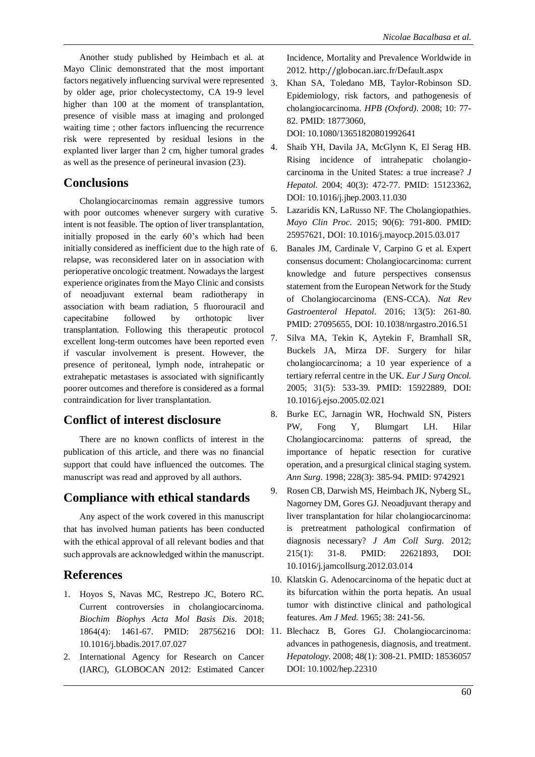Another study published by Heimbach et al. at Mayo Clinic demonstrated that the most important factors negatively influencing survival were represented by older age, prior cholecystectomy, CA 19-9 level higher than 100 at the moment of transplantation, presence of visible mass at imaging and prolonged waiting time ; other factors influencing the recurrence risk were represented by residual lesions in the explanted liver larger than 2 cm, higher tumoral grades as well as the presence of perineural invasion (23).

## Conclusions

Cholangiocarcinomas remain aggressive tumors with poor outcomes whenever surgery with curative intent is not feasible. The option of liver transplantation, initially proposed in the early 60's which had been initially considered as inefficient due to the high rate of relapse, was reconsidered later on in association with perioperative oncologic treatment. Nowadays the largest experience originates from the Mayo Clinic and consists of neoadjuvant external beam radiotherapy in association with beam radiation, 5 fluorouracil and capecitabine followed by orthotopic liver transplantation. Following this therapeutic protocol excellent long-term outcomes have been reported even if vascular involvement is present. However, the presence of peritoneal, lymph node, intrahepatic or extrahepatic metastases is associated with significantly poorer outcomes and therefore is considered as a formal contraindication for liver transplantation.

## Conflict of interest disclosure

There are no known conflicts of interest in the publication of this article, and there was no financial support that could have influenced the outcomes. The manuscript was read and approved by all authors.

## Compliance with ethical standards

Any aspect of the work covered in this manuscript that has involved human patients has been conducted with the ethical approval of all relevant bodies and that such approvals are acknowledged within the manuscript.

## References

1. Hoyos S, Navas MC, Restrepo JC, Botero RC. Current controversies in cholangiocarcinoma. *Biochim Biophys Acta Mol Basis Dis*. 2018; 1864(4): 1461-67. PMID: 28756216 DOI: 10.1016/j.bbadis.2017.07.027
2. International Agency for Research on Cancer (IARC), GLOBOCAN 2012: Estimated Cancer Incidence, Mortality and Prevalence Worldwide in 2012. http://globocan.iarc.fr/Default.aspx
3. Khan SA, Toledano MB, Taylor-Robinson SD. Epidemiology, risk factors, and pathogenesis of cholangiocarcinoma. *HPB (Oxford)*. 2008; 10: 77-82. PMID: 18773060, DOI: 10.1080/13651820801992641
4. Shaib YH, Davila JA, McGlynn K, El Serag HB. Rising incidence of intrahepatic cholangiocarcinoma in the United States: a true increase? *J Hepatol.* 2004; 40(3): 472-77. PMID: 15123362, DOI: 10.1016/j.jhep.2003.11.030
5. Lazaridis KN, LaRusso NF. The Cholangiopathies. *Mayo Clin Proc*. 2015; 90(6): 791-800. PMID: 25957621, DOI: 10.1016/j.mayocp.2015.03.017
6. Banales JM, Cardinale V, Carpino G et al. Expert consensus document: Cholangiocarcinoma: current knowledge and future perspectives consensus statement from the European Network for the Study of Cholangiocarcinoma (ENS-CCA). *Nat Rev Gastroenterol Hepatol*. 2016; 13(5): 261-80. PMID: 27095655, DOI: 10.1038/nrgastro.2016.51
7. Silva MA, Tekin K, Aytekin F, Bramhall SR, Buckels JA, Mirza DF. Surgery for hilar cholangiocarcinoma; a 10 year experience of a tertiary referral centre in the UK. *Eur J Surg Oncol.* 2005; 31(5): 533-39. PMID: 15922889, DOI: 10.1016/j.ejso.2005.02.021
8. Burke EC, Jarnagin WR, Hochwald SN, Pisters PW, Fong Y, Blumgart LH. Hilar Cholangiocarcinoma: patterns of spread, the importance of hepatic resection for curative operation, and a presurgical clinical staging system. *Ann Surg*. 1998; 228(3): 385-94. PMID: 9742921
9. Rosen CB, Darwish MS, Heimbach JK, Nyberg SL, Nagorney DM, Gores GJ. Neoadjuvant therapy and liver transplantation for hilar cholangiocarcinoma: is pretreatment pathological confirmation of diagnosis necessary? *J Am Coll Surg*. 2012; 215(1): 31-8. PMID: 22621893, DOI: 10.1016/j.jamcollsurg.2012.03.014
10. Klatskin G. Adenocarcinoma of the hepatic duct at its bifurcation within the porta hepatis. An usual tumor with distinctive clinical and pathological features. *Am J Med.* 1965; 38: 241-56.
11. Blechacz B, Gores GJ. Cholangiocarcinoma: advances in pathogenesis, diagnosis, and treatment. *Hepatology*. 2008; 48(1): 308-21. PMID: 18536057 DOI: 10.1002/hep.22310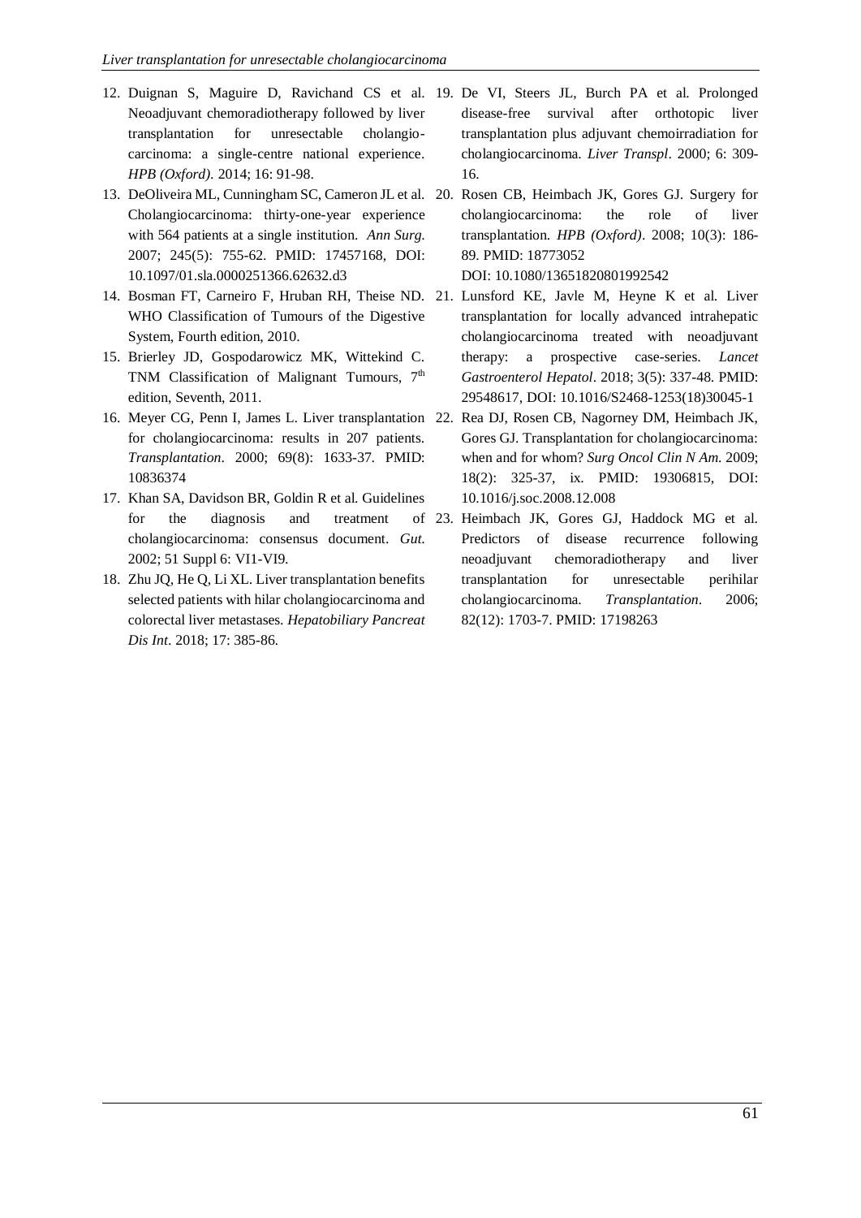12. Duignan S, Maguire D, Ravichand CS et al. Neoadjuvant chemoradiotherapy followed by liver transplantation for unresectable cholangio-carcinoma: a single-centre national experience. *HPB (Oxford)*. 2014; 16: 91-98.
13. DeOliveira ML, Cunningham SC, Cameron JL et al. Cholangiocarcinoma: thirty-one-year experience with 564 patients at a single institution. *Ann Surg.* 2007; 245(5): 755-62. PMID: 17457168, DOI: 10.1097/01.sla.0000251366.62632.d3
14. Bosman FT, Carneiro F, Hruban RH, Theise ND. WHO Classification of Tumours of the Digestive System, Fourth edition, 2010.
15. Brierley JD, Gospodarowicz MK, Wittekind C. TNM Classification of Malignant Tumours, 7th edition, Seventh, 2011.
16. Meyer CG, Penn I, James L. Liver transplantation for cholangiocarcinoma: results in 207 patients. *Transplantation*. 2000; 69(8): 1633-37. PMID: 10836374
17. Khan SA, Davidson BR, Goldin R et al. Guidelines for the diagnosis and treatment of cholangiocarcinoma: consensus document. *Gut.* 2002; 51 Suppl 6: VI1-VI9.
18. Zhu JQ, He Q, Li XL. Liver transplantation benefits selected patients with hilar cholangiocarcinoma and colorectal liver metastases. *Hepatobiliary Pancreat Dis Int*. 2018; 17: 385-86.
19. De VI, Steers JL, Burch PA et al. Prolonged disease-free survival after orthotopic liver transplantation plus adjuvant chemoirradiation for cholangiocarcinoma. *Liver Transpl*. 2000; 6: 309-16.
20. Rosen CB, Heimbach JK, Gores GJ. Surgery for cholangiocarcinoma: the role of liver transplantation. *HPB (Oxford)*. 2008; 10(3): 186-89. PMID: 18773052 DOI: 10.1080/13651820801992542
21. Lunsford KE, Javle M, Heyne K et al. Liver transplantation for locally advanced intrahepatic cholangiocarcinoma treated with neoadjuvant therapy: a prospective case-series. *Lancet Gastroenterol Hepatol*. 2018; 3(5): 337-48. PMID: 29548617, DOI: 10.1016/S2468-1253(18)30045-1
22. Rea DJ, Rosen CB, Nagorney DM, Heimbach JK, Gores GJ. Transplantation for cholangiocarcinoma: when and for whom? *Surg Oncol Clin N Am.* 2009; 18(2): 325-37, ix. PMID: 19306815, DOI: 10.1016/j.soc.2008.12.008
23. Heimbach JK, Gores GJ, Haddock MG et al. Predictors of disease recurrence following neoadjuvant chemoradiotherapy and liver transplantation for unresectable perihilar cholangiocarcinoma. *Transplantation*. 2006; 82(12): 1703-7. PMID: 17198263